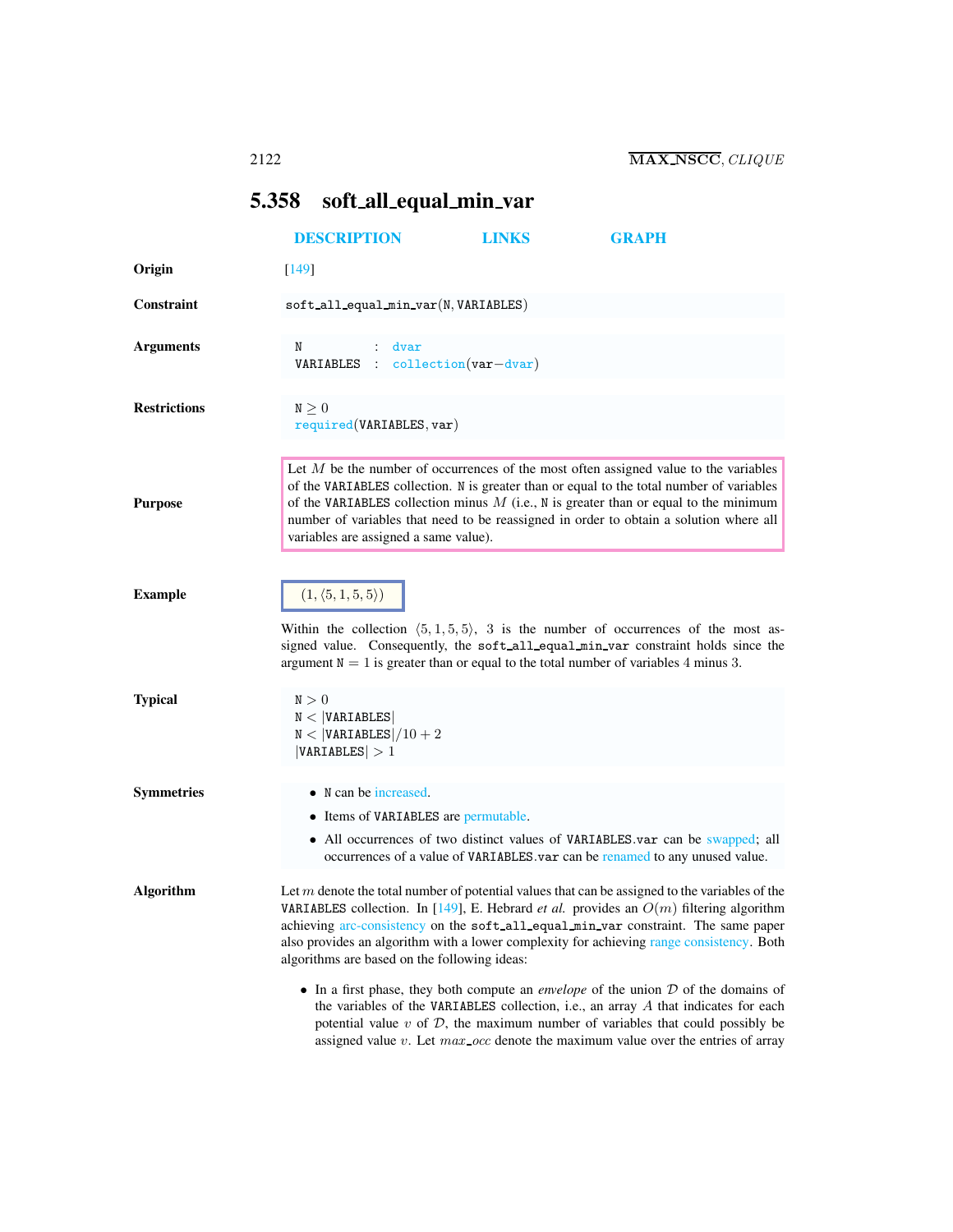## 5.358 soft_all_equal_min_var

DESCRIPTION LINKS GRAPH

**Origin**

[149]

**Constraint**

soft_all_equal_min_var(N, VARIABLES)

**Arguments**

```
N          : dvar
VARIABLES  : collection(var-dvar)
```

**Restrictions**

$N \geq 0$
required(VARIABLES, var)

**Purpose**

Let $M$ be the number of occurrences of the most often assigned value to the variables of the VARIABLES collection. N is greater than or equal to the total number of variables of the VARIABLES collection minus $M$ (i.e., N is greater than or equal to the minimum number of variables that need to be reassigned in order to obtain a solution where all variables are assigned a same value).

**Example**

$(1, \langle 5, 1, 5, 5 \rangle)$

Within the collection $\langle 5, 1, 5, 5 \rangle$, 3 is the number of occurrences of the most assigned value. Consequently, the soft_all_equal_min_var constraint holds since the argument $N = 1$ is greater than or equal to the total number of variables 4 minus 3.

**Typical**

$N > 0$
$N < |VARIABLES|$
$N < |VARIABLES|/10 + 2$
$|VARIABLES| > 1$

**Symmetries**

- N can be increased.
- Items of VARIABLES are permutable.
- All occurrences of two distinct values of VARIABLES.var can be swapped; all occurrences of a value of VARIABLES.var can be renamed to any unused value.

**Algorithm**

Let $m$ denote the total number of potential values that can be assigned to the variables of the VARIABLES collection. In [149], E. Hebrard *et al.* provides an $O(m)$ filtering algorithm achieving arc-consistency on the soft_all_equal_min_var constraint. The same paper also provides an algorithm with a lower complexity for achieving range consistency. Both algorithms are based on the following ideas:

- In a first phase, they both compute an *envelope* of the union $\mathcal{D}$ of the domains of the variables of the VARIABLES collection, i.e., an array $A$ that indicates for each potential value $v$ of $\mathcal{D}$, the maximum number of variables that could possibly be assigned value $v$. Let $max\_occ$ denote the maximum value over the entries of array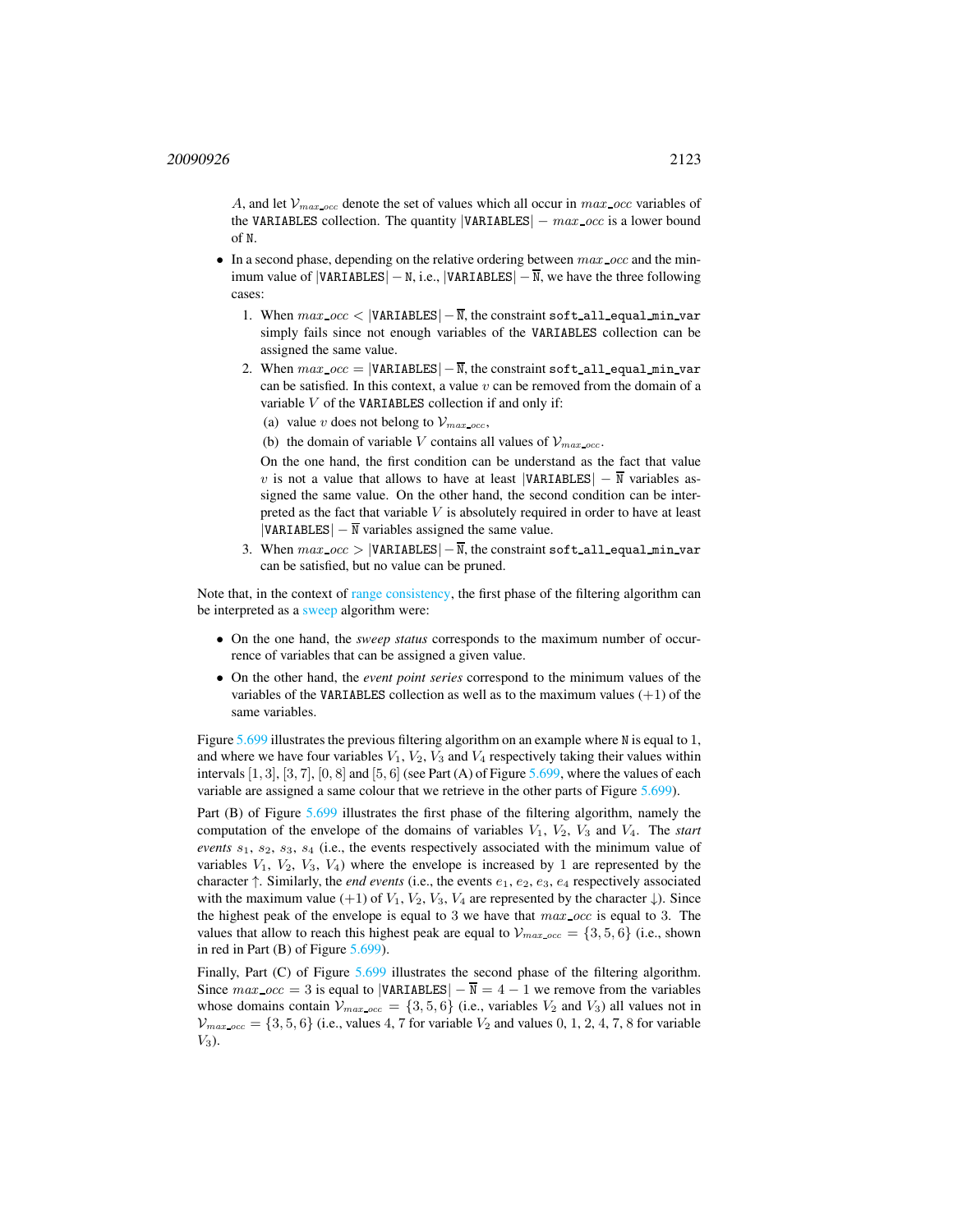$A$, and let $\mathcal{V}_{max\_occ}$ denote the set of values which all occur in $max\_occ$ variables of the VARIABLES collection. The quantity $|\texttt{VARIABLES}| - max\_occ$ is a lower bound of N.

- In a second phase, depending on the relative ordering between $max\_occ$ and the minimum value of $|\texttt{VARIABLES}| - \texttt{N}$, i.e., $|\texttt{VARIABLES}| - \overline{\texttt{N}}$, we have the three following cases:
  1. When $max\_occ < |\texttt{VARIABLES}| - \overline{\texttt{N}}$, the constraint soft_all_equal_min_var simply fails since not enough variables of the VARIABLES collection can be assigned the same value.
  2. When $max\_occ = |\texttt{VARIABLES}| - \overline{\texttt{N}}$, the constraint soft_all_equal_min_var can be satisfied. In this context, a value $v$ can be removed from the domain of a variable $V$ of the VARIABLES collection if and only if:
     (a) value $v$ does not belong to $\mathcal{V}_{max\_occ}$,
     (b) the domain of variable $V$ contains all values of $\mathcal{V}_{max\_occ}$.

     On the one hand, the first condition can be understand as the fact that value $v$ is not a value that allows to have at least $|\texttt{VARIABLES}| - \overline{\texttt{N}}$ variables assigned the same value. On the other hand, the second condition can be interpreted as the fact that variable $V$ is absolutely required in order to have at least $|\texttt{VARIABLES}| - \overline{\texttt{N}}$ variables assigned the same value.
  3. When $max\_occ > |\texttt{VARIABLES}| - \overline{\texttt{N}}$, the constraint soft_all_equal_min_var can be satisfied, but no value can be pruned.

Note that, in the context of range consistency, the first phase of the filtering algorithm can be interpreted as a sweep algorithm were:

- On the one hand, the *sweep status* corresponds to the maximum number of occurrence of variables that can be assigned a given value.
- On the other hand, the *event point series* correspond to the minimum values of the variables of the VARIABLES collection as well as to the maximum values $(+1)$ of the same variables.

Figure 5.699 illustrates the previous filtering algorithm on an example where N is equal to 1, and where we have four variables $V_1$, $V_2$, $V_3$ and $V_4$ respectively taking their values within intervals $[1, 3]$, $[3, 7]$, $[0, 8]$ and $[5, 6]$ (see Part (A) of Figure 5.699, where the values of each variable are assigned a same colour that we retrieve in the other parts of Figure 5.699).

Part (B) of Figure 5.699 illustrates the first phase of the filtering algorithm, namely the computation of the envelope of the domains of variables $V_1$, $V_2$, $V_3$ and $V_4$. The *start events* $s_1$, $s_2$, $s_3$, $s_4$ (i.e., the events respectively associated with the minimum value of variables $V_1$, $V_2$, $V_3$, $V_4$) where the envelope is increased by 1 are represented by the character $\uparrow$. Similarly, the *end events* (i.e., the events $e_1$, $e_2$, $e_3$, $e_4$ respectively associated with the maximum value $(+1)$ of $V_1$, $V_2$, $V_3$, $V_4$ are represented by the character $\downarrow$). Since the highest peak of the envelope is equal to 3 we have that $max\_occ$ is equal to 3. The values that allow to reach this highest peak are equal to $\mathcal{V}_{max\_occ} = \{3, 5, 6\}$ (i.e., shown in red in Part (B) of Figure 5.699).

Finally, Part (C) of Figure 5.699 illustrates the second phase of the filtering algorithm. Since $max\_occ = 3$ is equal to $|\texttt{VARIABLES}| - \overline{\texttt{N}} = 4 - 1$ we remove from the variables whose domains contain $\mathcal{V}_{max\_occ} = \{3, 5, 6\}$ (i.e., variables $V_2$ and $V_3$) all values not in $\mathcal{V}_{max\_occ} = \{3, 5, 6\}$ (i.e., values 4, 7 for variable $V_2$ and values 0, 1, 2, 4, 7, 8 for variable $V_3$).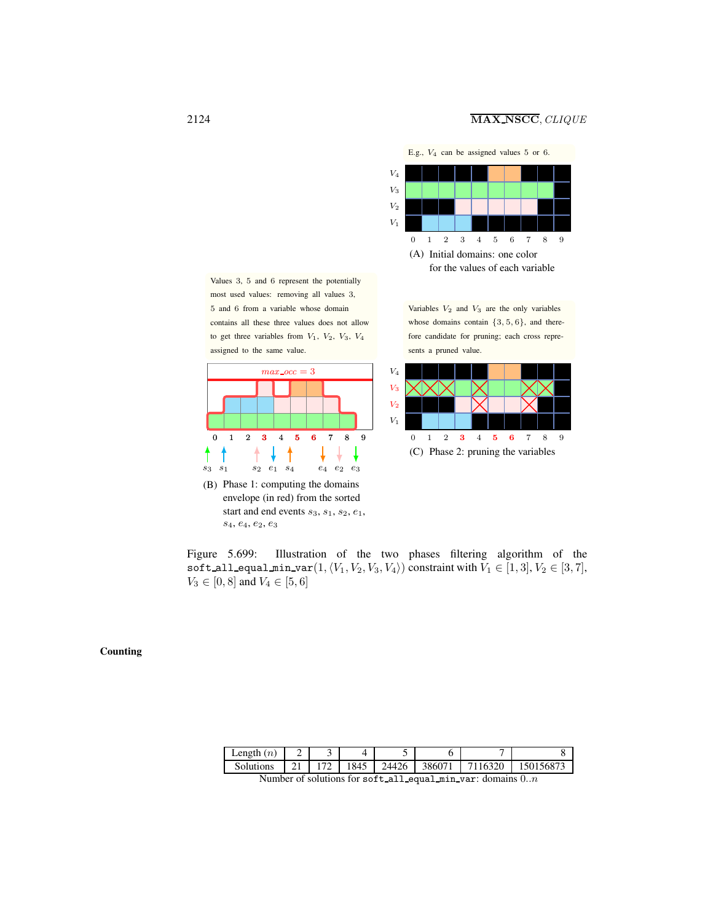E.g., $V_4$ can be assigned values 5 or 6.

(A) Initial domains: one color for the values of each variable

Values 3, 5 and 6 represent the potentially most used values: removing all values 3, 5 and 6 from a variable whose domain contains all these three values does not allow to get three variables from $V_1$, $V_2$, $V_3$, $V_4$ assigned to the same value.

$max\_occ = 3$

(B) Phase 1: computing the domains envelope (in red) from the sorted start and end events $s_3$, $s_1$, $s_2$, $e_1$, $s_4$, $e_4$, $e_2$, $e_3$

Variables $V_2$ and $V_3$ are the only variables whose domains contain $\{3, 5, 6\}$, and therefore candidate for pruning; each cross represents a pruned value.

(C) Phase 2: pruning the variables

Figure 5.699: Illustration of the two phases filtering algorithm of the `soft_all_equal_min_var`$(1, \langle V_1, V_2, V_3, V_4 \rangle)$ constraint with $V_1 \in [1, 3]$, $V_2 \in [3, 7]$, $V_3 \in [0, 8]$ and $V_4 \in [5, 6]$

**Counting**

| Length ($n$) | 2 | 3 | 4 | 5 | 6 | 7 | 8 |
|---|---|---|---|---|---|---|---|
| Solutions | 21 | 172 | 1845 | 24426 | 386071 | 7116320 | 150156873 |

Number of solutions for `soft_all_equal_min_var`: domains $0..n$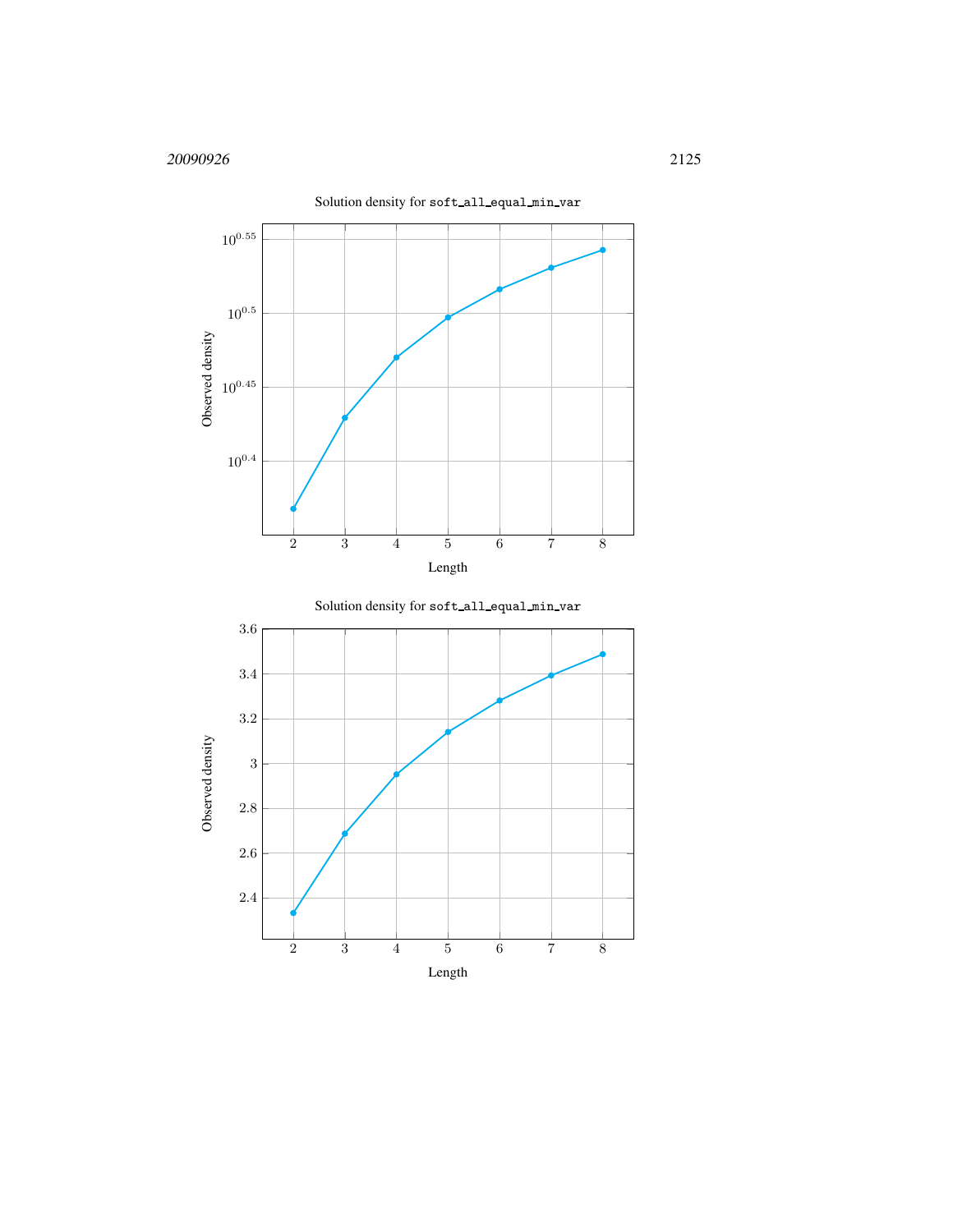Solution density for `soft_all_equal_min_var`

Solution density for `soft_all_equal_min_var`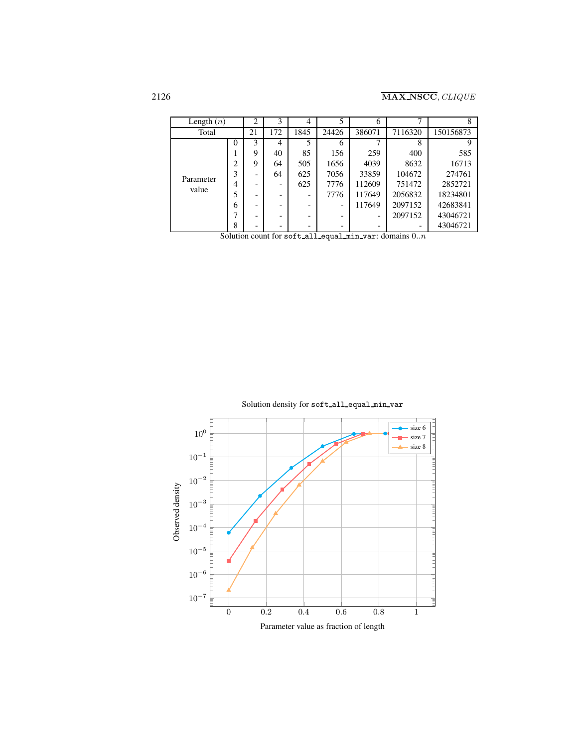| Length ($n$) | | 2 | 3 | 4 | 5 | 6 | 7 | 8 |
|---|---|---|---|---|---|---|---|---|
| Total | | 21 | 172 | 1845 | 24426 | 386071 | 7116320 | 150156873 |
| Parameter value | 0 | 3 | 4 | 5 | 6 | 7 | 8 | 9 |
| | 1 | 9 | 40 | 85 | 156 | 259 | 400 | 585 |
| | 2 | 9 | 64 | 505 | 1656 | 4039 | 8632 | 16713 |
| | 3 | - | 64 | 625 | 7056 | 33859 | 104672 | 274761 |
| | 4 | - | - | 625 | 7776 | 112609 | 751472 | 2852721 |
| | 5 | - | - | - | 7776 | 117649 | 2056832 | 18234801 |
| | 6 | - | - | - | - | 117649 | 2097152 | 42683841 |
| | 7 | - | - | - | - | - | 2097152 | 43046721 |
| | 8 | - | - | - | - | - | - | 43046721 |

Solution count for `soft_all_equal_min_var`: domains $0..n$

Solution density for `soft_all_equal_min_var`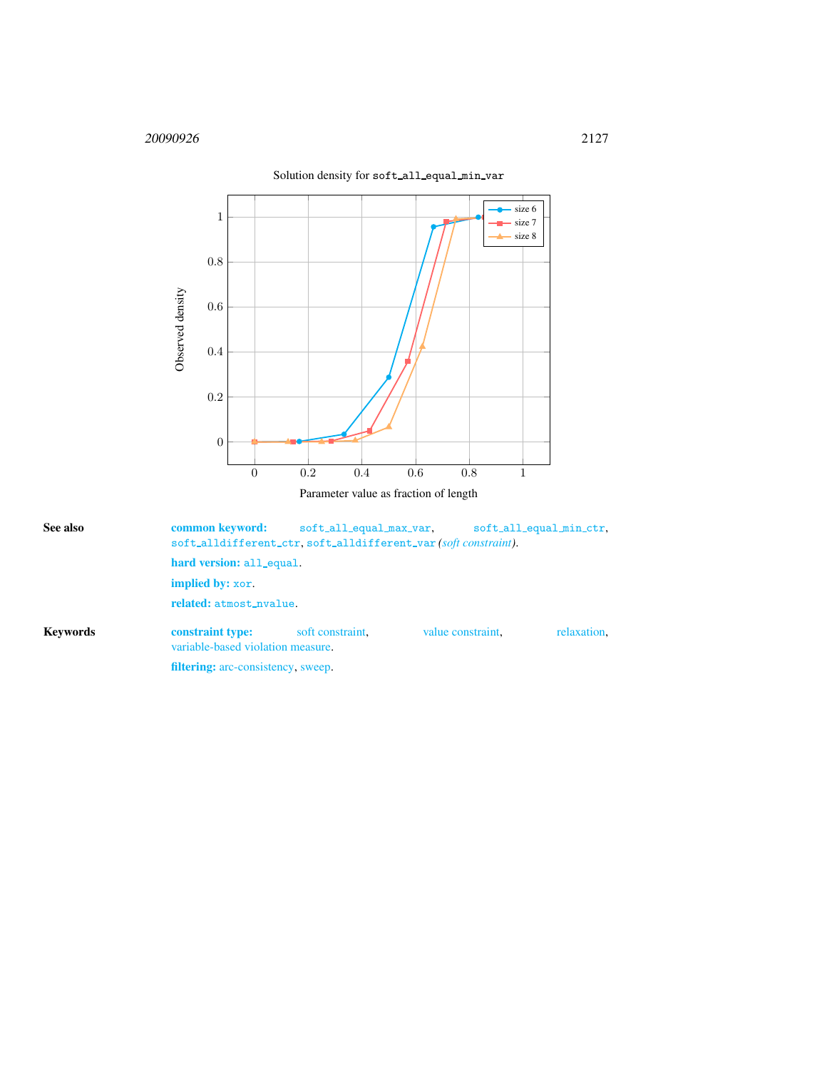Solution density for `soft_all_equal_min_var`

**See also**

**common keyword:** `soft_all_equal_max_var`, `soft_all_equal_min_ctr`, `soft_alldifferent_ctr`, `soft_alldifferent_var` *(soft constraint)*.

**hard version:** `all_equal`.

**implied by:** `xor`.

**related:** `atmost_nvalue`.

**Keywords**

**constraint type:** soft constraint, value constraint, relaxation, variable-based violation measure.

**filtering:** arc-consistency, sweep.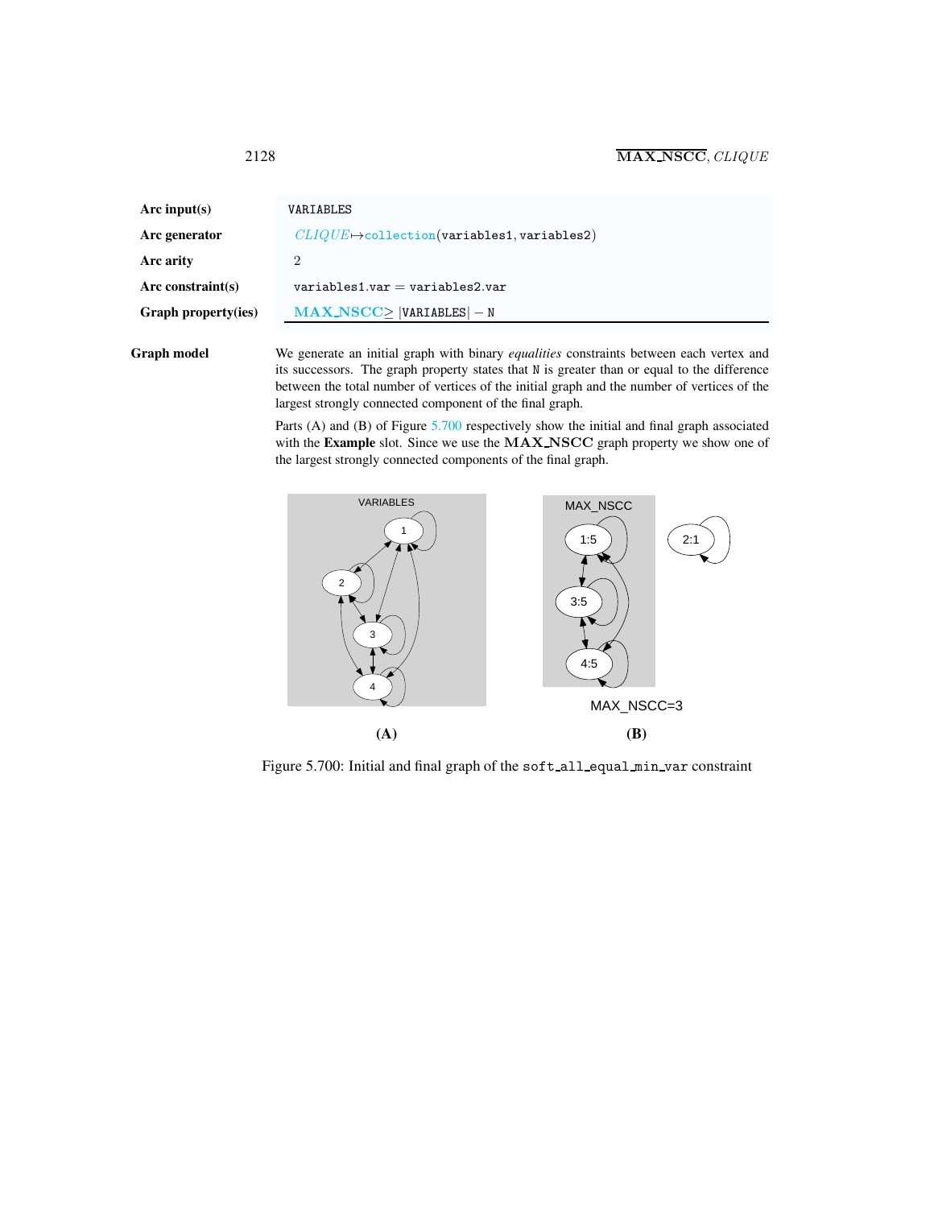| | |
|---|---|
| **Arc input(s)** | VARIABLES |
| **Arc generator** | *CLIQUE*↦collection(variables1, variables2) |
| **Arc arity** | 2 |
| **Arc constraint(s)** | variables1.var = variables2.var |
| **Graph property(ies)** | MAX_NSCC ≥ \|VARIABLES\| − N |

**Graph model**

We generate an initial graph with binary *equalities* constraints between each vertex and its successors. The graph property states that N is greater than or equal to the difference between the total number of vertices of the initial graph and the number of vertices of the largest strongly connected component of the final graph.

Parts (A) and (B) of Figure 5.700 respectively show the initial and final graph associated with the **Example** slot. Since we use the **MAX_NSCC** graph property we show one of the largest strongly connected components of the final graph.

Figure 5.700: Initial and final graph of the soft_all_equal_min_var constraint